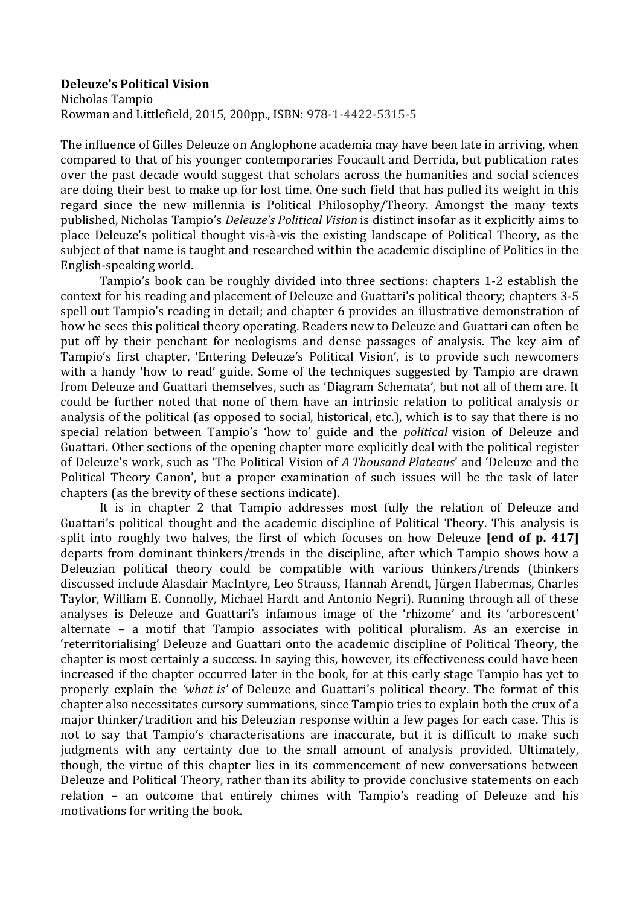**Deleuze's Political Vision**
Nicholas Tampio
Rowman and Littlefield, 2015, 200pp., ISBN: 978-1-4422-5315-5

The influence of Gilles Deleuze on Anglophone academia may have been late in arriving, when compared to that of his younger contemporaries Foucault and Derrida, but publication rates over the past decade would suggest that scholars across the humanities and social sciences are doing their best to make up for lost time. One such field that has pulled its weight in this regard since the new millennia is Political Philosophy/Theory. Amongst the many texts published, Nicholas Tampio's *Deleuze's Political Vision* is distinct insofar as it explicitly aims to place Deleuze's political thought vis-à-vis the existing landscape of Political Theory, as the subject of that name is taught and researched within the academic discipline of Politics in the English-speaking world.

Tampio's book can be roughly divided into three sections: chapters 1-2 establish the context for his reading and placement of Deleuze and Guattari's political theory; chapters 3-5 spell out Tampio's reading in detail; and chapter 6 provides an illustrative demonstration of how he sees this political theory operating. Readers new to Deleuze and Guattari can often be put off by their penchant for neologisms and dense passages of analysis. The key aim of Tampio's first chapter, 'Entering Deleuze's Political Vision', is to provide such newcomers with a handy 'how to read' guide. Some of the techniques suggested by Tampio are drawn from Deleuze and Guattari themselves, such as 'Diagram Schemata', but not all of them are. It could be further noted that none of them have an intrinsic relation to political analysis or analysis of the political (as opposed to social, historical, etc.), which is to say that there is no special relation between Tampio's 'how to' guide and the *political* vision of Deleuze and Guattari. Other sections of the opening chapter more explicitly deal with the political register of Deleuze's work, such as 'The Political Vision of *A Thousand Plateaus*' and 'Deleuze and the Political Theory Canon', but a proper examination of such issues will be the task of later chapters (as the brevity of these sections indicate).

It is in chapter 2 that Tampio addresses most fully the relation of Deleuze and Guattari's political thought and the academic discipline of Political Theory. This analysis is split into roughly two halves, the first of which focuses on how Deleuze **[end of p. 417]** departs from dominant thinkers/trends in the discipline, after which Tampio shows how a Deleuzian political theory could be compatible with various thinkers/trends (thinkers discussed include Alasdair MacIntyre, Leo Strauss, Hannah Arendt, Jürgen Habermas, Charles Taylor, William E. Connolly, Michael Hardt and Antonio Negri). Running through all of these analyses is Deleuze and Guattari's infamous image of the 'rhizome' and its 'arborescent' alternate – a motif that Tampio associates with political pluralism. As an exercise in 'reterritorialising' Deleuze and Guattari onto the academic discipline of Political Theory, the chapter is most certainly a success. In saying this, however, its effectiveness could have been increased if the chapter occurred later in the book, for at this early stage Tampio has yet to properly explain the *'what is'* of Deleuze and Guattari's political theory. The format of this chapter also necessitates cursory summations, since Tampio tries to explain both the crux of a major thinker/tradition and his Deleuzian response within a few pages for each case. This is not to say that Tampio's characterisations are inaccurate, but it is difficult to make such judgments with any certainty due to the small amount of analysis provided. Ultimately, though, the virtue of this chapter lies in its commencement of new conversations between Deleuze and Political Theory, rather than its ability to provide conclusive statements on each relation – an outcome that entirely chimes with Tampio's reading of Deleuze and his motivations for writing the book.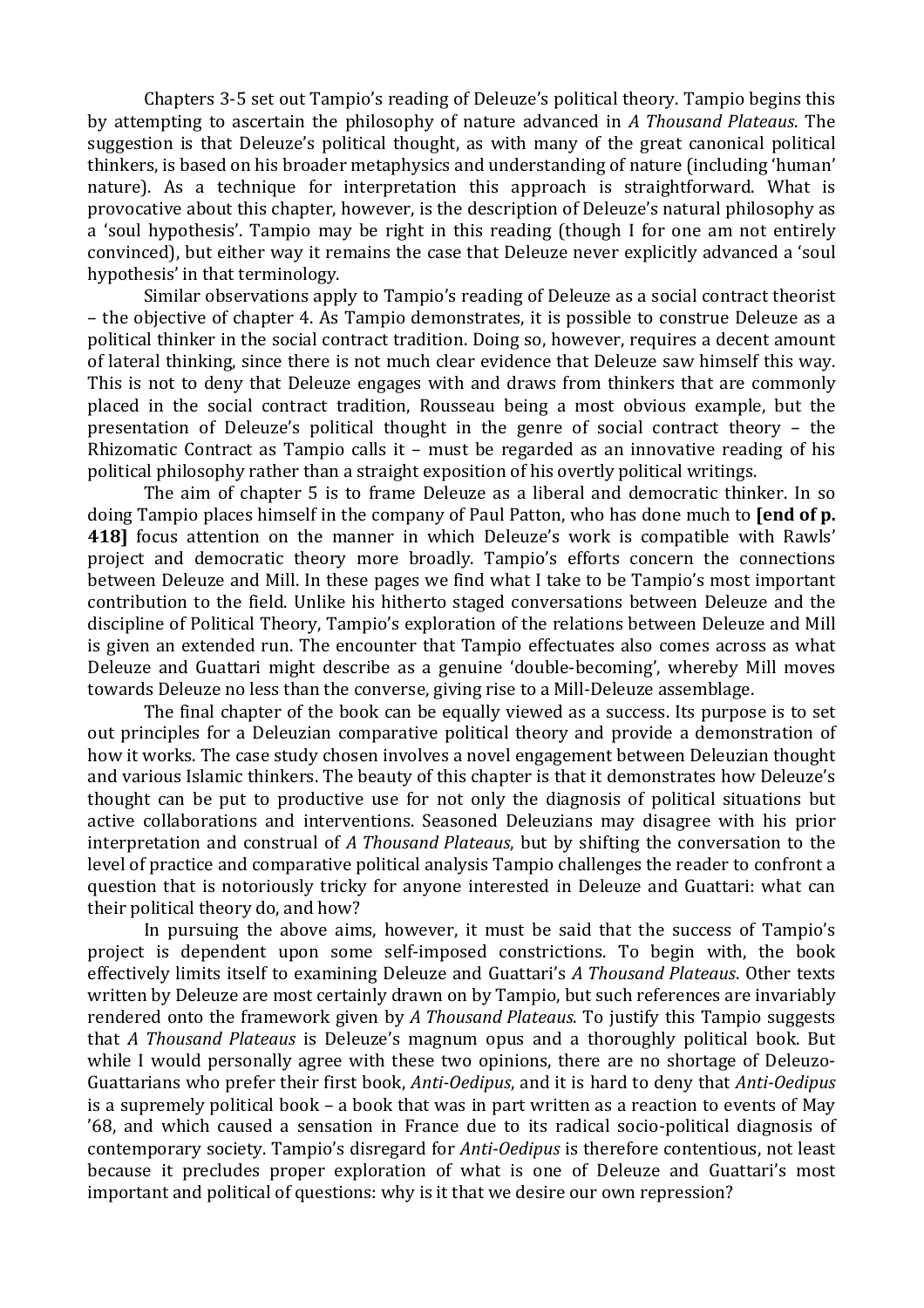Chapters 3-5 set out Tampio's reading of Deleuze's political theory. Tampio begins this by attempting to ascertain the philosophy of nature advanced in *A Thousand Plateaus*. The suggestion is that Deleuze's political thought, as with many of the great canonical political thinkers, is based on his broader metaphysics and understanding of nature (including 'human' nature). As a technique for interpretation this approach is straightforward. What is provocative about this chapter, however, is the description of Deleuze's natural philosophy as a 'soul hypothesis'. Tampio may be right in this reading (though I for one am not entirely convinced), but either way it remains the case that Deleuze never explicitly advanced a 'soul hypothesis' in that terminology.

Similar observations apply to Tampio's reading of Deleuze as a social contract theorist – the objective of chapter 4. As Tampio demonstrates, it is possible to construe Deleuze as a political thinker in the social contract tradition. Doing so, however, requires a decent amount of lateral thinking, since there is not much clear evidence that Deleuze saw himself this way. This is not to deny that Deleuze engages with and draws from thinkers that are commonly placed in the social contract tradition, Rousseau being a most obvious example, but the presentation of Deleuze's political thought in the genre of social contract theory – the Rhizomatic Contract as Tampio calls it – must be regarded as an innovative reading of his political philosophy rather than a straight exposition of his overtly political writings.

The aim of chapter 5 is to frame Deleuze as a liberal and democratic thinker. In so doing Tampio places himself in the company of Paul Patton, who has done much to **[end of p. 418]** focus attention on the manner in which Deleuze's work is compatible with Rawls' project and democratic theory more broadly. Tampio's efforts concern the connections between Deleuze and Mill. In these pages we find what I take to be Tampio's most important contribution to the field. Unlike his hitherto staged conversations between Deleuze and the discipline of Political Theory, Tampio's exploration of the relations between Deleuze and Mill is given an extended run. The encounter that Tampio effectuates also comes across as what Deleuze and Guattari might describe as a genuine 'double-becoming', whereby Mill moves towards Deleuze no less than the converse, giving rise to a Mill-Deleuze assemblage.

The final chapter of the book can be equally viewed as a success. Its purpose is to set out principles for a Deleuzian comparative political theory and provide a demonstration of how it works. The case study chosen involves a novel engagement between Deleuzian thought and various Islamic thinkers. The beauty of this chapter is that it demonstrates how Deleuze's thought can be put to productive use for not only the diagnosis of political situations but active collaborations and interventions. Seasoned Deleuzians may disagree with his prior interpretation and construal of *A Thousand Plateaus*, but by shifting the conversation to the level of practice and comparative political analysis Tampio challenges the reader to confront a question that is notoriously tricky for anyone interested in Deleuze and Guattari: what can their political theory do, and how?

In pursuing the above aims, however, it must be said that the success of Tampio's project is dependent upon some self-imposed constrictions. To begin with, the book effectively limits itself to examining Deleuze and Guattari's *A Thousand Plateaus*. Other texts written by Deleuze are most certainly drawn on by Tampio, but such references are invariably rendered onto the framework given by *A Thousand Plateaus*. To justify this Tampio suggests that *A Thousand Plateaus* is Deleuze's magnum opus and a thoroughly political book. But while I would personally agree with these two opinions, there are no shortage of Deleuzo-Guattarians who prefer their first book, *Anti-Oedipus*, and it is hard to deny that *Anti-Oedipus* is a supremely political book – a book that was in part written as a reaction to events of May '68, and which caused a sensation in France due to its radical socio-political diagnosis of contemporary society. Tampio's disregard for *Anti-Oedipus* is therefore contentious, not least because it precludes proper exploration of what is one of Deleuze and Guattari's most important and political of questions: why is it that we desire our own repression?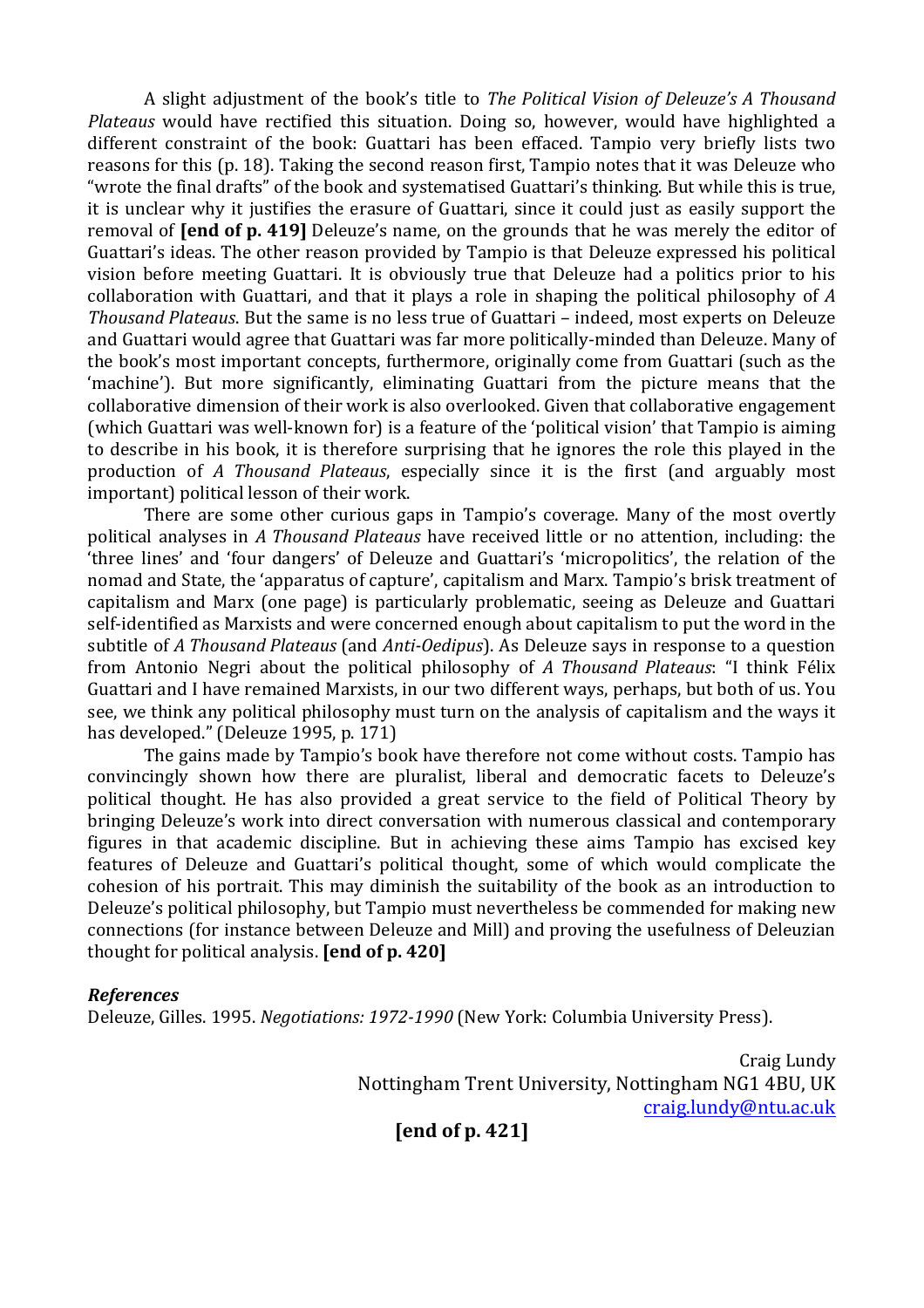A slight adjustment of the book's title to *The Political Vision of Deleuze's A Thousand Plateaus* would have rectified this situation. Doing so, however, would have highlighted a different constraint of the book: Guattari has been effaced. Tampio very briefly lists two reasons for this (p. 18). Taking the second reason first, Tampio notes that it was Deleuze who "wrote the final drafts" of the book and systematised Guattari's thinking. But while this is true, it is unclear why it justifies the erasure of Guattari, since it could just as easily support the removal of **[end of p. 419]** Deleuze's name, on the grounds that he was merely the editor of Guattari's ideas. The other reason provided by Tampio is that Deleuze expressed his political vision before meeting Guattari. It is obviously true that Deleuze had a politics prior to his collaboration with Guattari, and that it plays a role in shaping the political philosophy of *A Thousand Plateaus*. But the same is no less true of Guattari – indeed, most experts on Deleuze and Guattari would agree that Guattari was far more politically-minded than Deleuze. Many of the book's most important concepts, furthermore, originally come from Guattari (such as the 'machine'). But more significantly, eliminating Guattari from the picture means that the collaborative dimension of their work is also overlooked. Given that collaborative engagement (which Guattari was well-known for) is a feature of the 'political vision' that Tampio is aiming to describe in his book, it is therefore surprising that he ignores the role this played in the production of *A Thousand Plateaus*, especially since it is the first (and arguably most important) political lesson of their work.

There are some other curious gaps in Tampio's coverage. Many of the most overtly political analyses in *A Thousand Plateaus* have received little or no attention, including: the 'three lines' and 'four dangers' of Deleuze and Guattari's 'micropolitics', the relation of the nomad and State, the 'apparatus of capture', capitalism and Marx. Tampio's brisk treatment of capitalism and Marx (one page) is particularly problematic, seeing as Deleuze and Guattari self-identified as Marxists and were concerned enough about capitalism to put the word in the subtitle of *A Thousand Plateaus* (and *Anti-Oedipus*). As Deleuze says in response to a question from Antonio Negri about the political philosophy of *A Thousand Plateaus*: "I think Félix Guattari and I have remained Marxists, in our two different ways, perhaps, but both of us. You see, we think any political philosophy must turn on the analysis of capitalism and the ways it has developed." (Deleuze 1995, p. 171)

The gains made by Tampio's book have therefore not come without costs. Tampio has convincingly shown how there are pluralist, liberal and democratic facets to Deleuze's political thought. He has also provided a great service to the field of Political Theory by bringing Deleuze's work into direct conversation with numerous classical and contemporary figures in that academic discipline. But in achieving these aims Tampio has excised key features of Deleuze and Guattari's political thought, some of which would complicate the cohesion of his portrait. This may diminish the suitability of the book as an introduction to Deleuze's political philosophy, but Tampio must nevertheless be commended for making new connections (for instance between Deleuze and Mill) and proving the usefulness of Deleuzian thought for political analysis. **[end of p. 420]**

### *References*

Deleuze, Gilles. 1995. *Negotiations: 1972-1990* (New York: Columbia University Press).

Craig Lundy
Nottingham Trent University, Nottingham NG1 4BU, UK
craig.lundy@ntu.ac.uk

**[end of p. 421]**